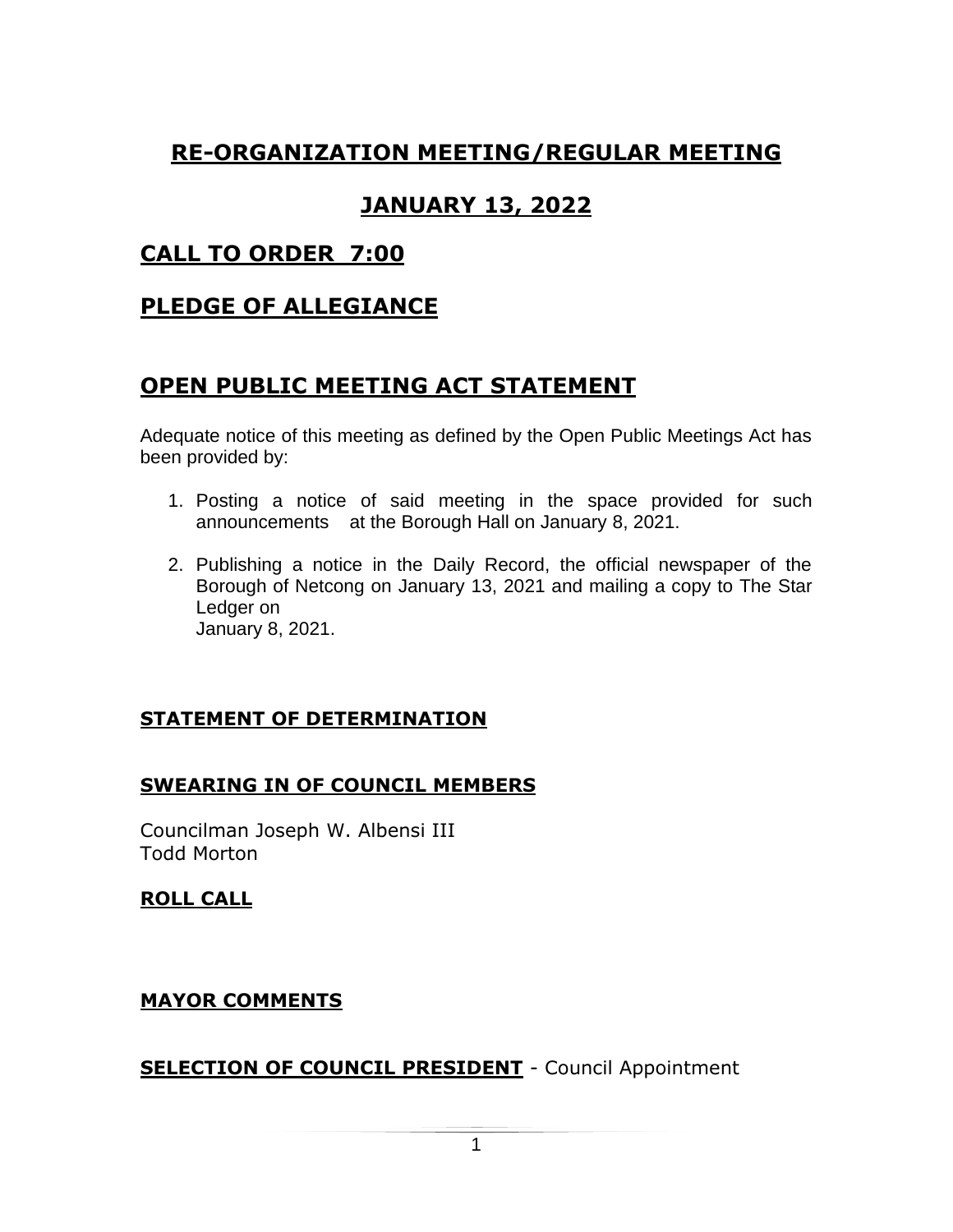# RE-ORGANIZATION MEETING/REGULAR MEETING

# JANUARY 13, 2022

## CALL TO ORDER 7:00

## PLEDGE OF ALLEGIANCE

## OPEN PUBLIC MEETING ACT STATEMENT

Adequate notice of this meeting as defined by the Open Public Meetings Act has been provided by:

1. Posting a notice of said meeting in the space provided for such announcements at the Borough Hall on January 8, 2021.
2. Publishing a notice in the Daily Record, the official newspaper of the Borough of Netcong on January 13, 2021 and mailing a copy to The Star Ledger on
   January 8, 2021.

### STATEMENT OF DETERMINATION

### SWEARING IN OF COUNCIL MEMBERS

Councilman Joseph W. Albensi III
Todd Morton

### ROLL CALL

### MAYOR COMMENTS

**SELECTION OF COUNCIL PRESIDENT** - Council Appointment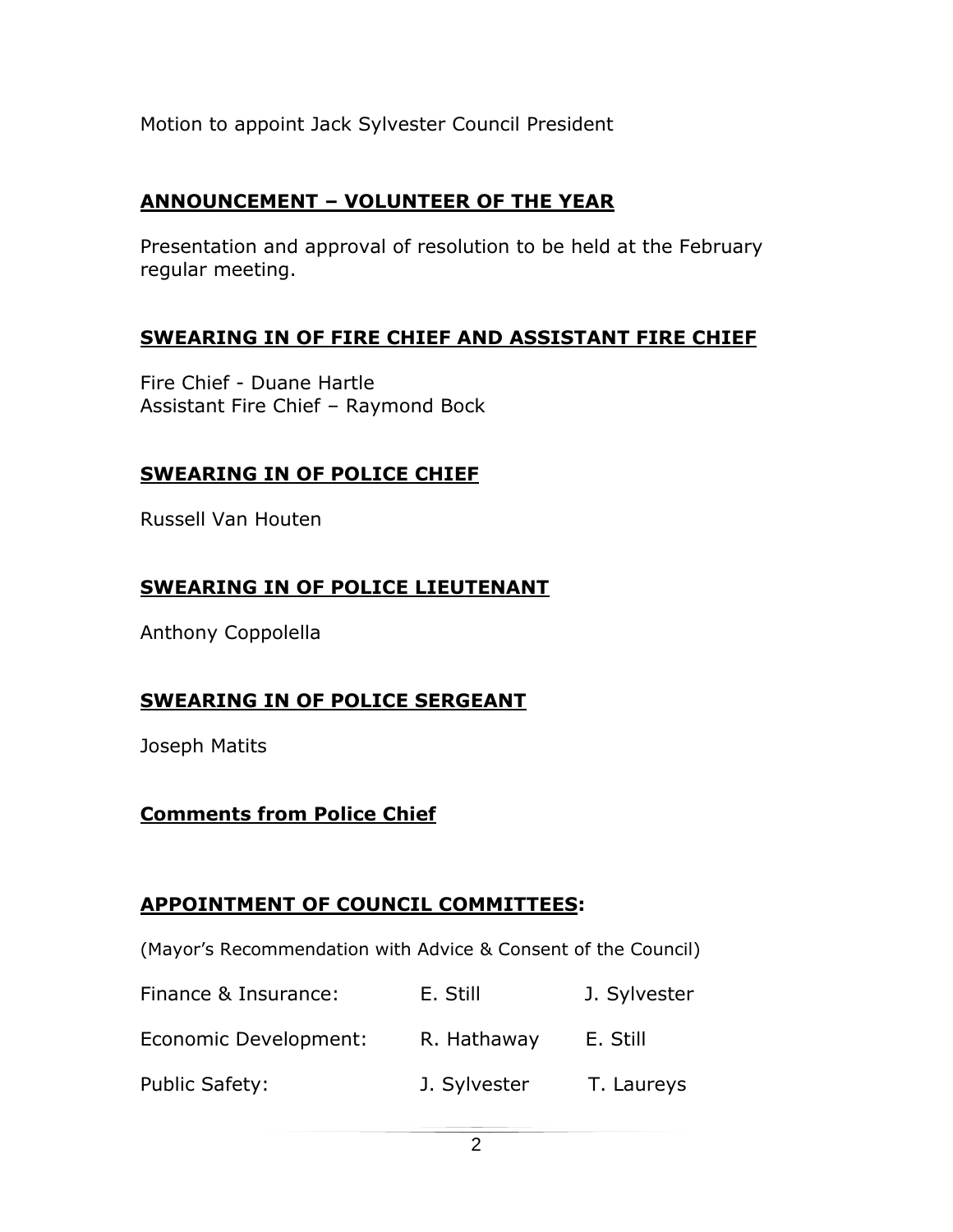Motion to appoint Jack Sylvester Council President

## ANNOUNCEMENT – VOLUNTEER OF THE YEAR

Presentation and approval of resolution to be held at the February regular meeting.

## SWEARING IN OF FIRE CHIEF AND ASSISTANT FIRE CHIEF

Fire Chief - Duane Hartle
Assistant Fire Chief – Raymond Bock

## SWEARING IN OF POLICE CHIEF

Russell Van Houten

## SWEARING IN OF POLICE LIEUTENANT

Anthony Coppolella

## SWEARING IN OF POLICE SERGEANT

Joseph Matits

## Comments from Police Chief

## APPOINTMENT OF COUNCIL COMMITTEES:

(Mayor's Recommendation with Advice & Consent of the Council)

| | | |
|---|---|---|
| Finance & Insurance: | E. Still | J. Sylvester |
| Economic Development: | R. Hathaway | E. Still |
| Public Safety: | J. Sylvester | T. Laureys |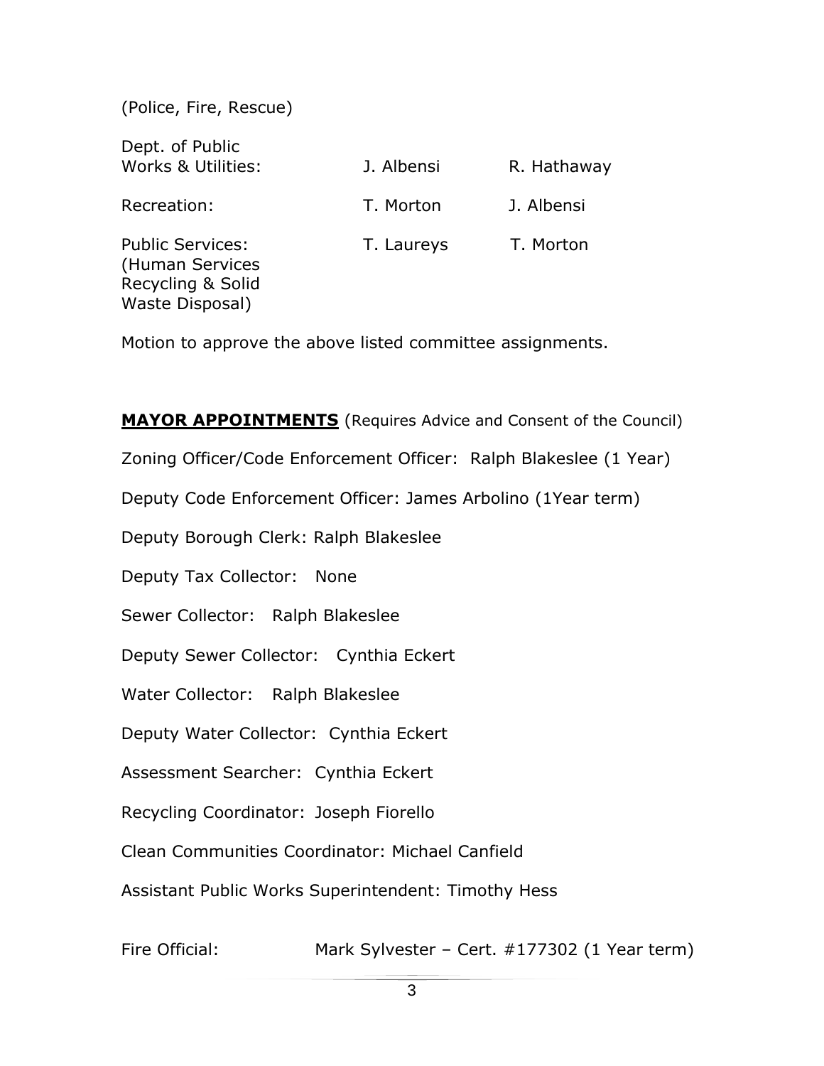(Police, Fire, Rescue)

| | | |
|---|---|---|
| Dept. of Public Works & Utilities: | J. Albensi | R. Hathaway |
| Recreation: | T. Morton | J. Albensi |
| Public Services: (Human Services Recycling & Solid Waste Disposal) | T. Laureys | T. Morton |

Motion to approve the above listed committee assignments.

**MAYOR APPOINTMENTS** (Requires Advice and Consent of the Council)

Zoning Officer/Code Enforcement Officer: Ralph Blakeslee (1 Year)

Deputy Code Enforcement Officer: James Arbolino (1Year term)

Deputy Borough Clerk: Ralph Blakeslee

Deputy Tax Collector: None

Sewer Collector: Ralph Blakeslee

Deputy Sewer Collector: Cynthia Eckert

Water Collector: Ralph Blakeslee

Deputy Water Collector: Cynthia Eckert

Assessment Searcher: Cynthia Eckert

Recycling Coordinator: Joseph Fiorello

Clean Communities Coordinator: Michael Canfield

Assistant Public Works Superintendent: Timothy Hess

Fire Official: Mark Sylvester – Cert. #177302 (1 Year term)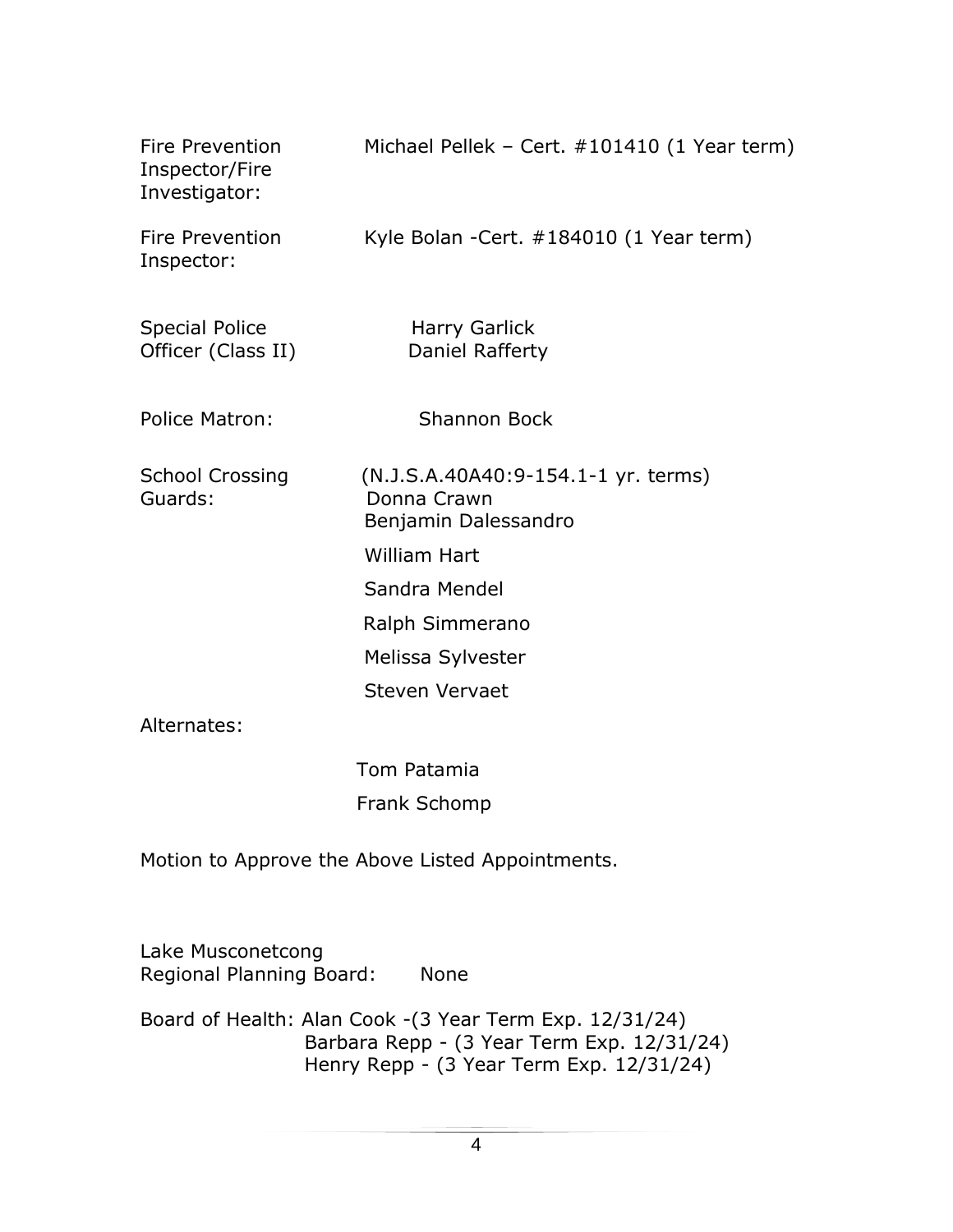Fire Prevention Inspector/Fire Investigator: Michael Pellek – Cert. #101410 (1 Year term)

Fire Prevention Inspector: Kyle Bolan -Cert. #184010 (1 Year term)

Special Police Officer (Class II): Harry Garlick
Daniel Rafferty

Police Matron: Shannon Bock

School Crossing Guards: (N.J.S.A.40A40:9-154.1-1 yr. terms)
Donna Crawn
Benjamin Dalessandro
William Hart
Sandra Mendel
Ralph Simmerano
Melissa Sylvester
Steven Vervaet

Alternates:
Tom Patamia
Frank Schomp

Motion to Approve the Above Listed Appointments.

Lake Musconetcong Regional Planning Board: None

Board of Health: Alan Cook -(3 Year Term Exp. 12/31/24)
Barbara Repp - (3 Year Term Exp. 12/31/24)
Henry Repp - (3 Year Term Exp. 12/31/24)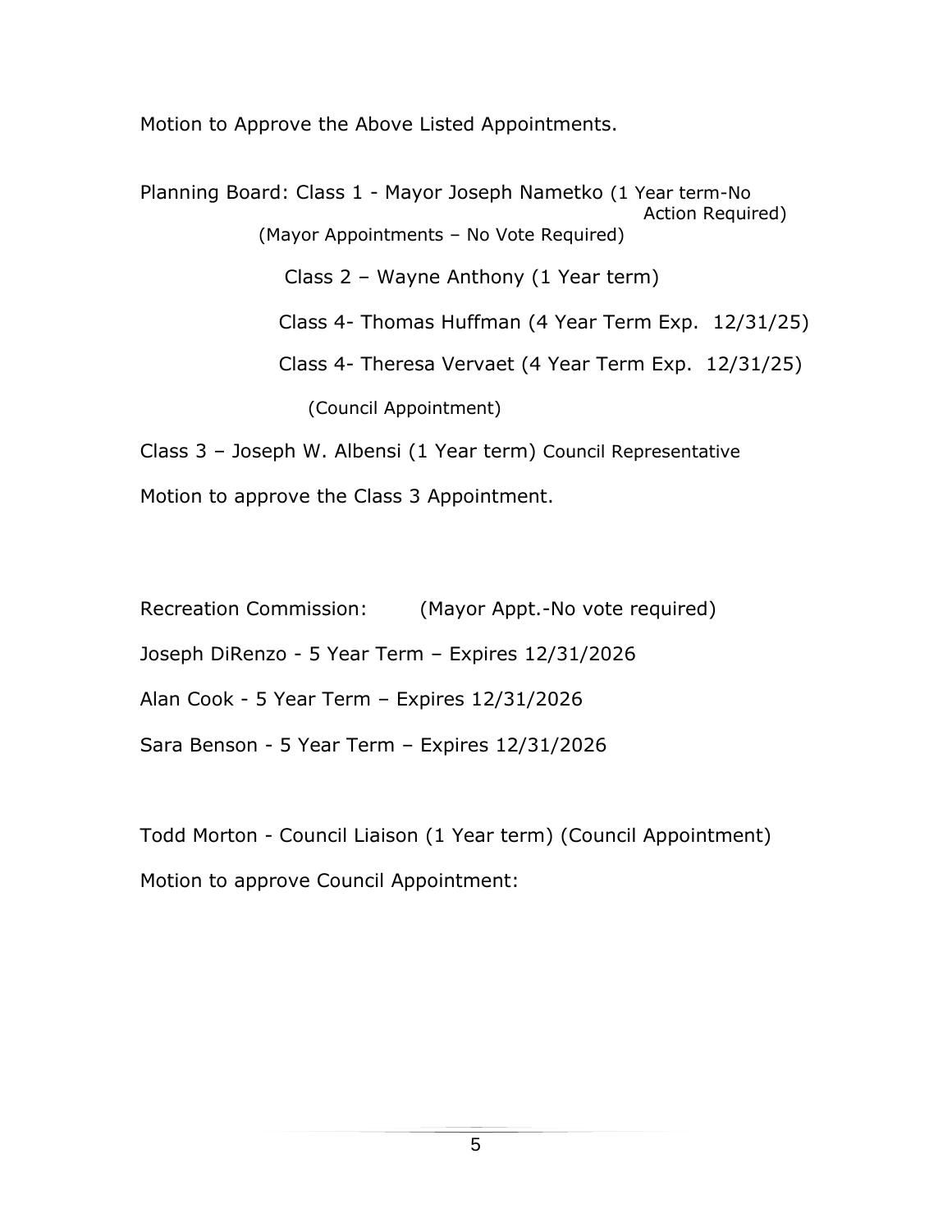Motion to Approve the Above Listed Appointments.

Planning Board: Class 1 - Mayor Joseph Nametko (1 Year term-No Action Required)

(Mayor Appointments – No Vote Required)

Class 2 – Wayne Anthony (1 Year term)

Class 4- Thomas Huffman (4 Year Term Exp. 12/31/25)

Class 4- Theresa Vervaet (4 Year Term Exp. 12/31/25)

(Council Appointment)

Class 3 – Joseph W. Albensi (1 Year term) Council Representative

Motion to approve the Class 3 Appointment.

Recreation Commission: (Mayor Appt.-No vote required)

Joseph DiRenzo - 5 Year Term – Expires 12/31/2026

Alan Cook - 5 Year Term – Expires 12/31/2026

Sara Benson - 5 Year Term – Expires 12/31/2026

Todd Morton - Council Liaison (1 Year term) (Council Appointment)

Motion to approve Council Appointment: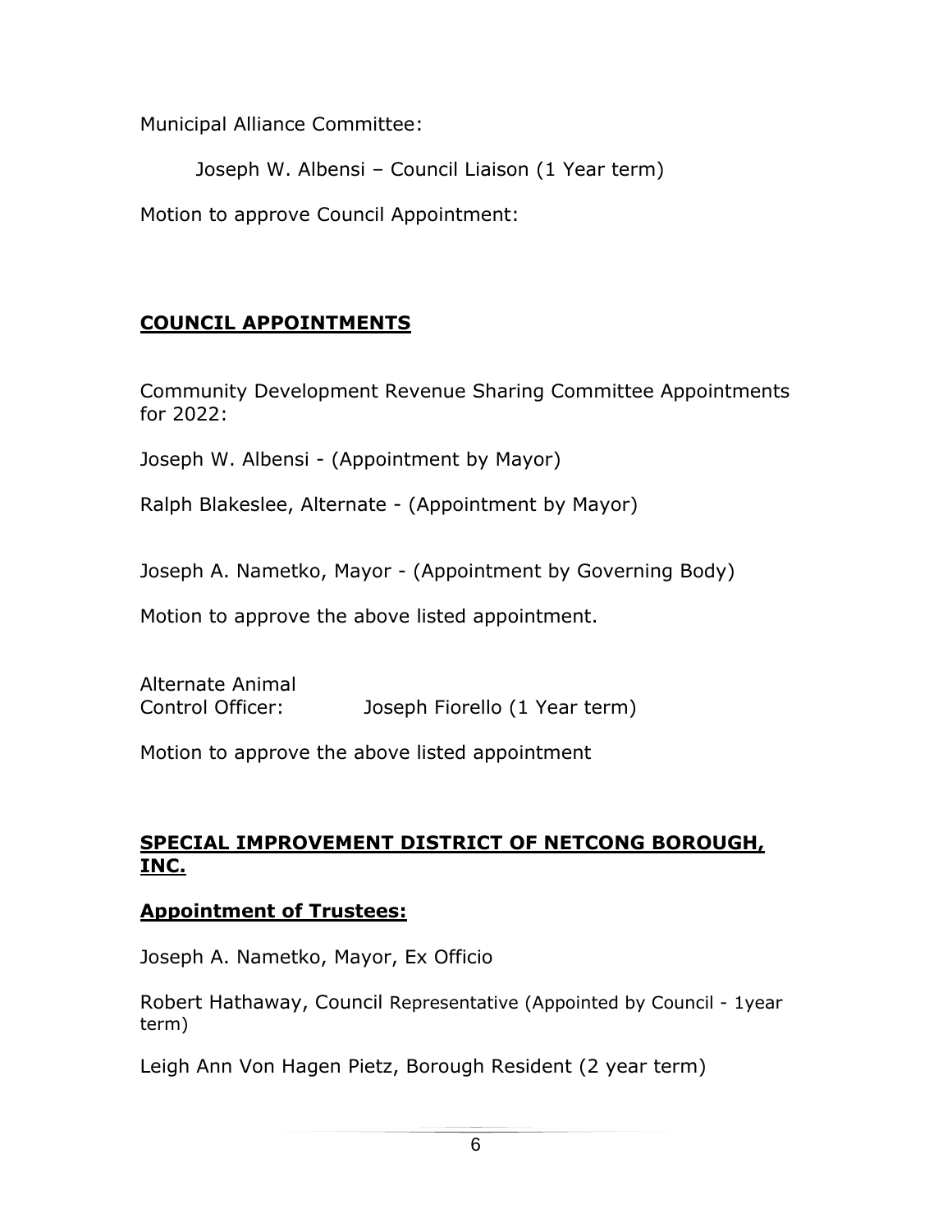Municipal Alliance Committee:

Joseph W. Albensi – Council Liaison (1 Year term)

Motion to approve Council Appointment:

## **COUNCIL APPOINTMENTS**

Community Development Revenue Sharing Committee Appointments for 2022:

Joseph W. Albensi - (Appointment by Mayor)

Ralph Blakeslee, Alternate - (Appointment by Mayor)

Joseph A. Nametko, Mayor - (Appointment by Governing Body)

Motion to approve the above listed appointment.

Alternate Animal Control Officer: Joseph Fiorello (1 Year term)

Motion to approve the above listed appointment

## **SPECIAL IMPROVEMENT DISTRICT OF NETCONG BOROUGH, INC.**

### **Appointment of Trustees:**

Joseph A. Nametko, Mayor, Ex Officio

Robert Hathaway, Council Representative (Appointed by Council - 1year term)

Leigh Ann Von Hagen Pietz, Borough Resident (2 year term)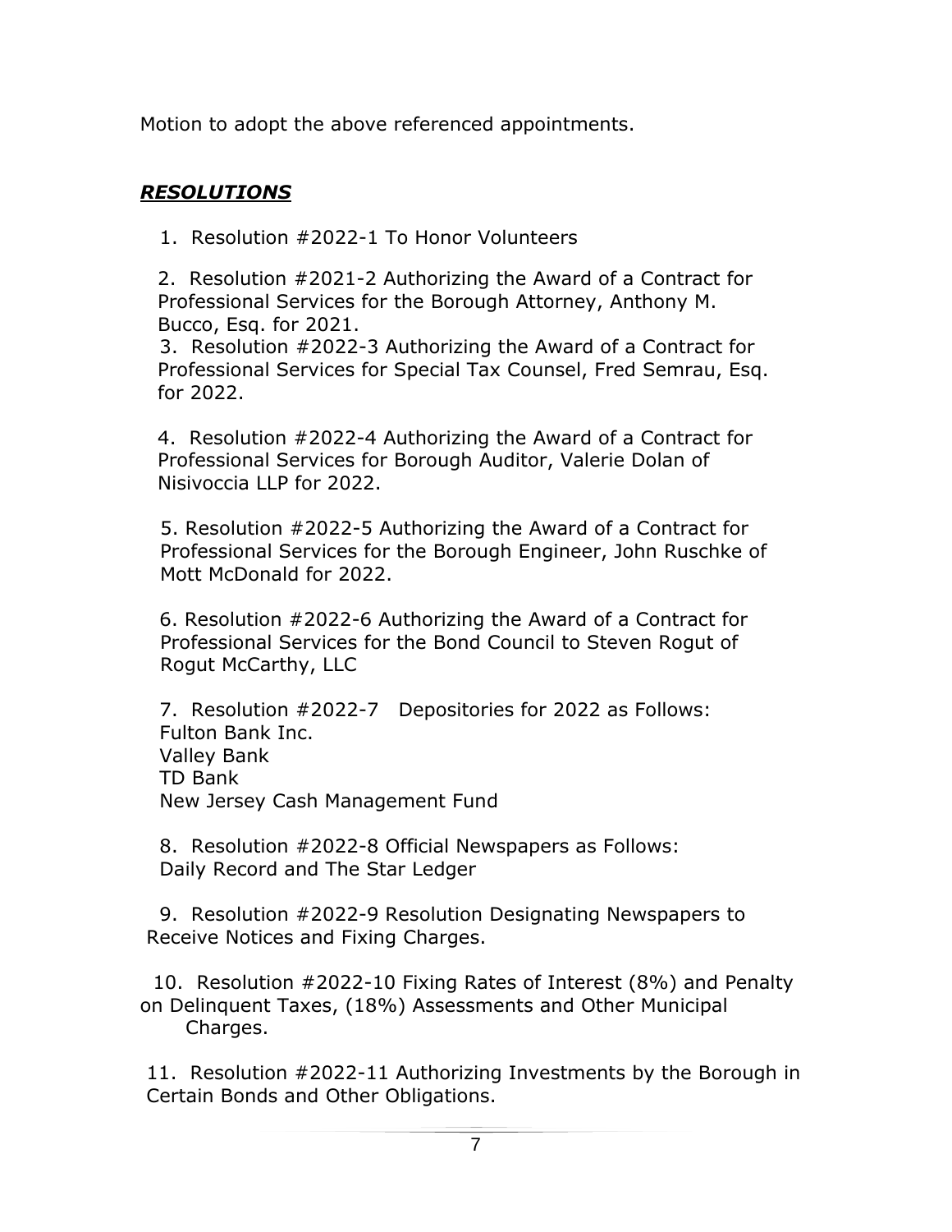Motion to adopt the above referenced appointments.

## ***RESOLUTIONS***

1. Resolution #2022-1 To Honor Volunteers

2. Resolution #2021-2 Authorizing the Award of a Contract for Professional Services for the Borough Attorney, Anthony M. Bucco, Esq. for 2021.

3. Resolution #2022-3 Authorizing the Award of a Contract for Professional Services for Special Tax Counsel, Fred Semrau, Esq. for 2022.

4. Resolution #2022-4 Authorizing the Award of a Contract for Professional Services for Borough Auditor, Valerie Dolan of Nisivoccia LLP for 2022.

5. Resolution #2022-5 Authorizing the Award of a Contract for Professional Services for the Borough Engineer, John Ruschke of Mott McDonald for 2022.

6. Resolution #2022-6 Authorizing the Award of a Contract for Professional Services for the Bond Council to Steven Rogut of Rogut McCarthy, LLC

7. Resolution #2022-7 Depositories for 2022 as Follows:
   Fulton Bank Inc.
   Valley Bank
   TD Bank
   New Jersey Cash Management Fund

8. Resolution #2022-8 Official Newspapers as Follows:
   Daily Record and The Star Ledger

9. Resolution #2022-9 Resolution Designating Newspapers to Receive Notices and Fixing Charges.

10. Resolution #2022-10 Fixing Rates of Interest (8%) and Penalty on Delinquent Taxes, (18%) Assessments and Other Municipal Charges.

11. Resolution #2022-11 Authorizing Investments by the Borough in Certain Bonds and Other Obligations.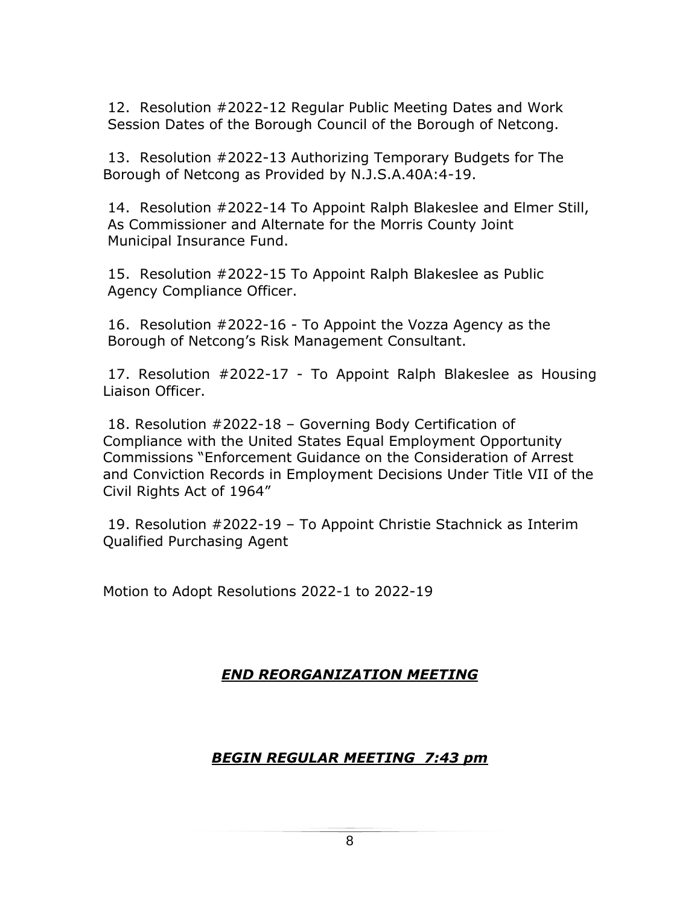12. Resolution #2022-12 Regular Public Meeting Dates and Work Session Dates of the Borough Council of the Borough of Netcong.

13. Resolution #2022-13 Authorizing Temporary Budgets for The Borough of Netcong as Provided by N.J.S.A.40A:4-19.

14. Resolution #2022-14 To Appoint Ralph Blakeslee and Elmer Still, As Commissioner and Alternate for the Morris County Joint Municipal Insurance Fund.

15. Resolution #2022-15 To Appoint Ralph Blakeslee as Public Agency Compliance Officer.

16. Resolution #2022-16 - To Appoint the Vozza Agency as the Borough of Netcong's Risk Management Consultant.

17. Resolution #2022-17 - To Appoint Ralph Blakeslee as Housing Liaison Officer.

18. Resolution #2022-18 – Governing Body Certification of Compliance with the United States Equal Employment Opportunity Commissions "Enforcement Guidance on the Consideration of Arrest and Conviction Records in Employment Decisions Under Title VII of the Civil Rights Act of 1964"

19. Resolution #2022-19 – To Appoint Christie Stachnick as Interim Qualified Purchasing Agent

Motion to Adopt Resolutions 2022-1 to 2022-19

***END REORGANIZATION MEETING***

***BEGIN REGULAR MEETING 7:43 pm***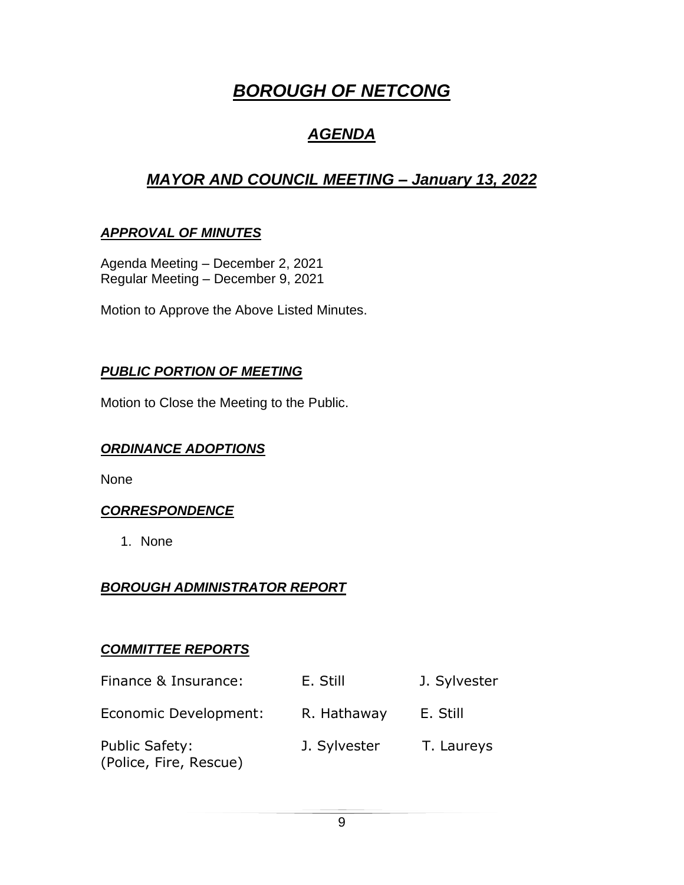# ***BOROUGH OF NETCONG***

## ***AGENDA***

## ***MAYOR AND COUNCIL MEETING – January 13, 2022***

### ***APPROVAL OF MINUTES***

Agenda Meeting – December 2, 2021
Regular Meeting – December 9, 2021

Motion to Approve the Above Listed Minutes.

### ***PUBLIC PORTION OF MEETING***

Motion to Close the Meeting to the Public.

### ***ORDINANCE ADOPTIONS***

None

### ***CORRESPONDENCE***

1. None

### ***BOROUGH ADMINISTRATOR REPORT***

### ***COMMITTEE REPORTS***

| | | |
|---|---|---|
| Finance & Insurance: | E. Still | J. Sylvester |
| Economic Development: | R. Hathaway | E. Still |
| Public Safety: (Police, Fire, Rescue) | J. Sylvester | T. Laureys |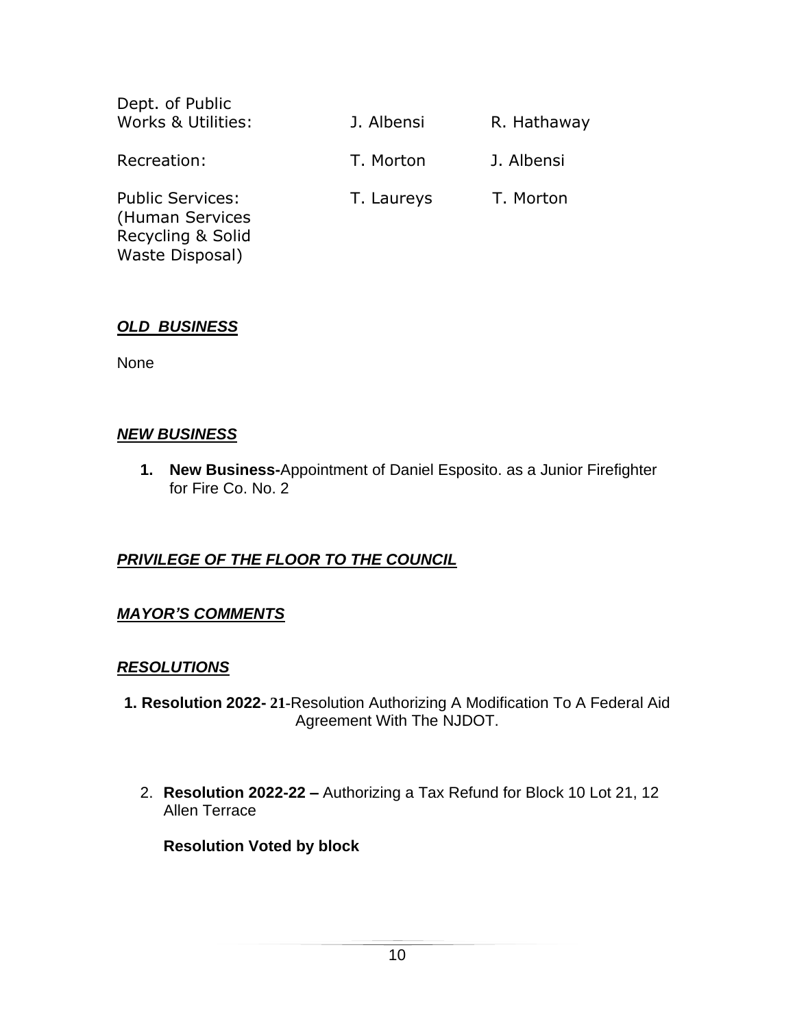| | | |
|---|---|---|
| Dept. of Public Works & Utilities: | J. Albensi | R. Hathaway |
| Recreation: | T. Morton | J. Albensi |
| Public Services: (Human Services Recycling & Solid Waste Disposal) | T. Laureys | T. Morton |

## ***OLD BUSINESS***

None

## ***NEW BUSINESS***

1. **New Business-**Appointment of Daniel Esposito. as a Junior Firefighter for Fire Co. No. 2

## ***PRIVILEGE OF THE FLOOR TO THE COUNCIL***

## ***MAYOR'S COMMENTS***

## ***RESOLUTIONS***

1. **Resolution 2022- 21**-Resolution Authorizing A Modification To A Federal Aid Agreement With The NJDOT.

2. **Resolution 2022-22 –** Authorizing a Tax Refund for Block 10 Lot 21, 12 Allen Terrace

**Resolution Voted by block**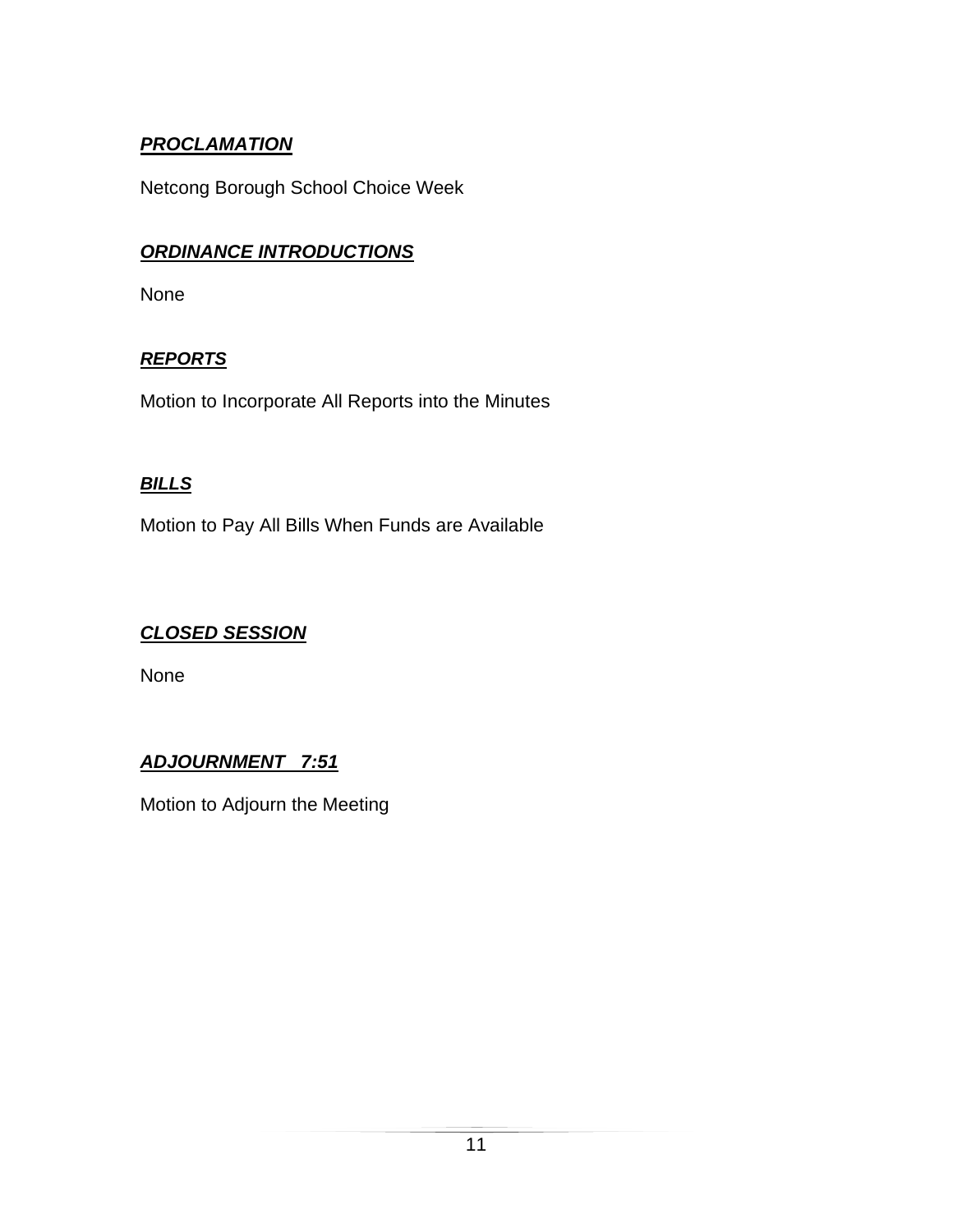***PROCLAMATION***

Netcong Borough School Choice Week

***ORDINANCE INTRODUCTIONS***

None

***REPORTS***

Motion to Incorporate All Reports into the Minutes

***BILLS***

Motion to Pay All Bills When Funds are Available

***CLOSED SESSION***

None

***ADJOURNMENT   7:51***

Motion to Adjourn the Meeting